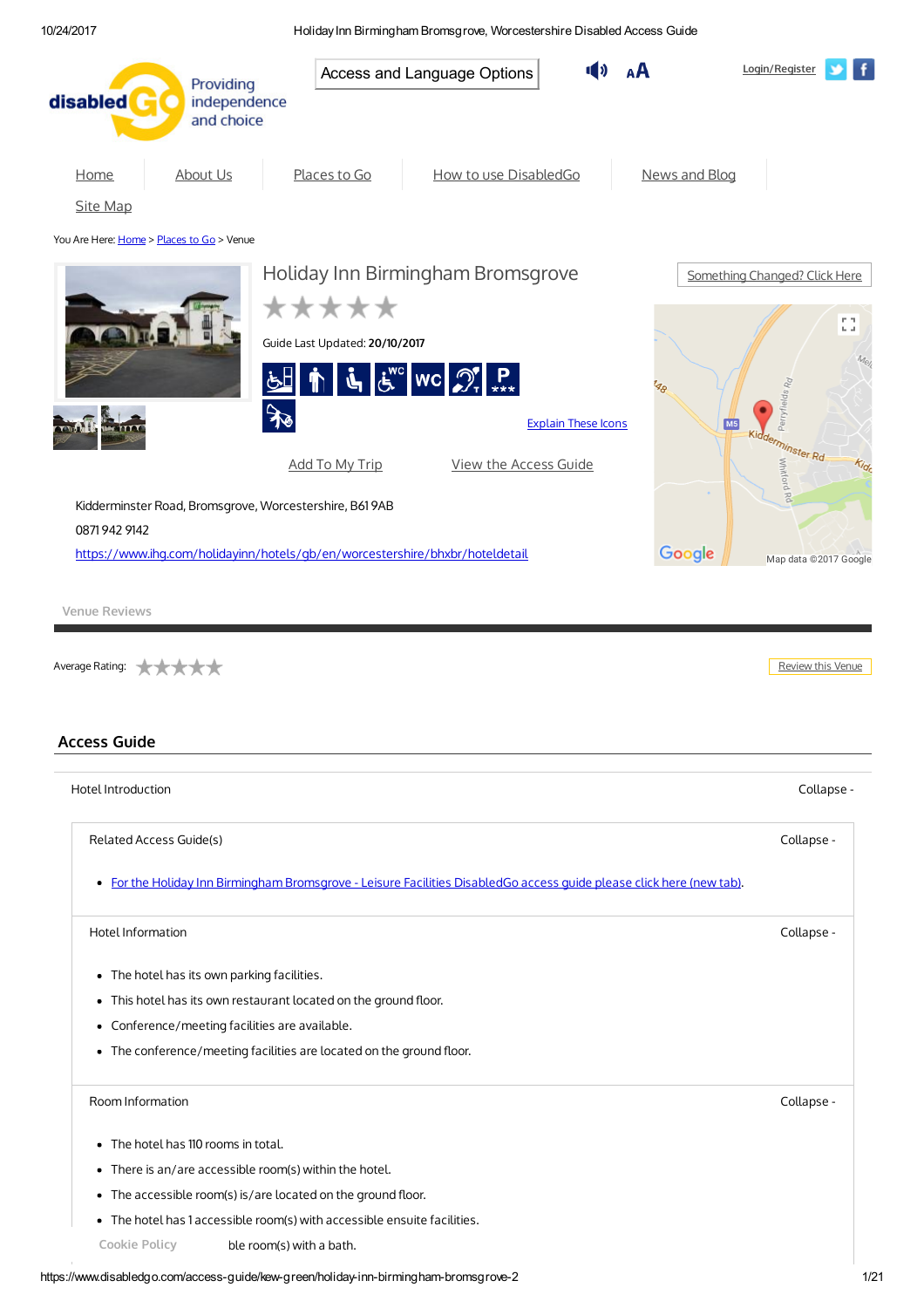disabledGo Providing independence and choice

Access and Language Options

Login/Register

Home | About Us | Places to Go | How to use DisabledGo | News and Blog | Site Map

You Are Here: Home > Places to Go > Venue

# Holiday Inn Birmingham Bromsgrove

Something Changed? Click Here

Guide Last Updated: **20/10/2017**

Explain These Icons

Add To My Trip | View the Access Guide

Kidderminster Road, Bromsgrove, Worcestershire, B61 9AB

0871 942 9142

https://www.ihg.com/holidayinn/hotels/gb/en/worcestershire/bhxbr/hoteldetail

Venue Reviews

Average Rating:

Review this Venue

## Access Guide

### Hotel Introduction

Collapse -

#### Related Access Guide(s)

Collapse -

- For the Holiday Inn Birmingham Bromsgrove - Leisure Facilities DisabledGo access guide please click here (new tab).

#### Hotel Information

Collapse -

- The hotel has its own parking facilities.
- This hotel has its own restaurant located on the ground floor.
- Conference/meeting facilities are available.
- The conference/meeting facilities are located on the ground floor.

#### Room Information

Collapse -

- The hotel has 110 rooms in total.
- There is an/are accessible room(s) within the hotel.
- The accessible room(s) is/are located on the ground floor.
- The hotel has 1 accessible room(s) with accessible ensuite facilities.
- ble room(s) with a bath.

Cookie Policy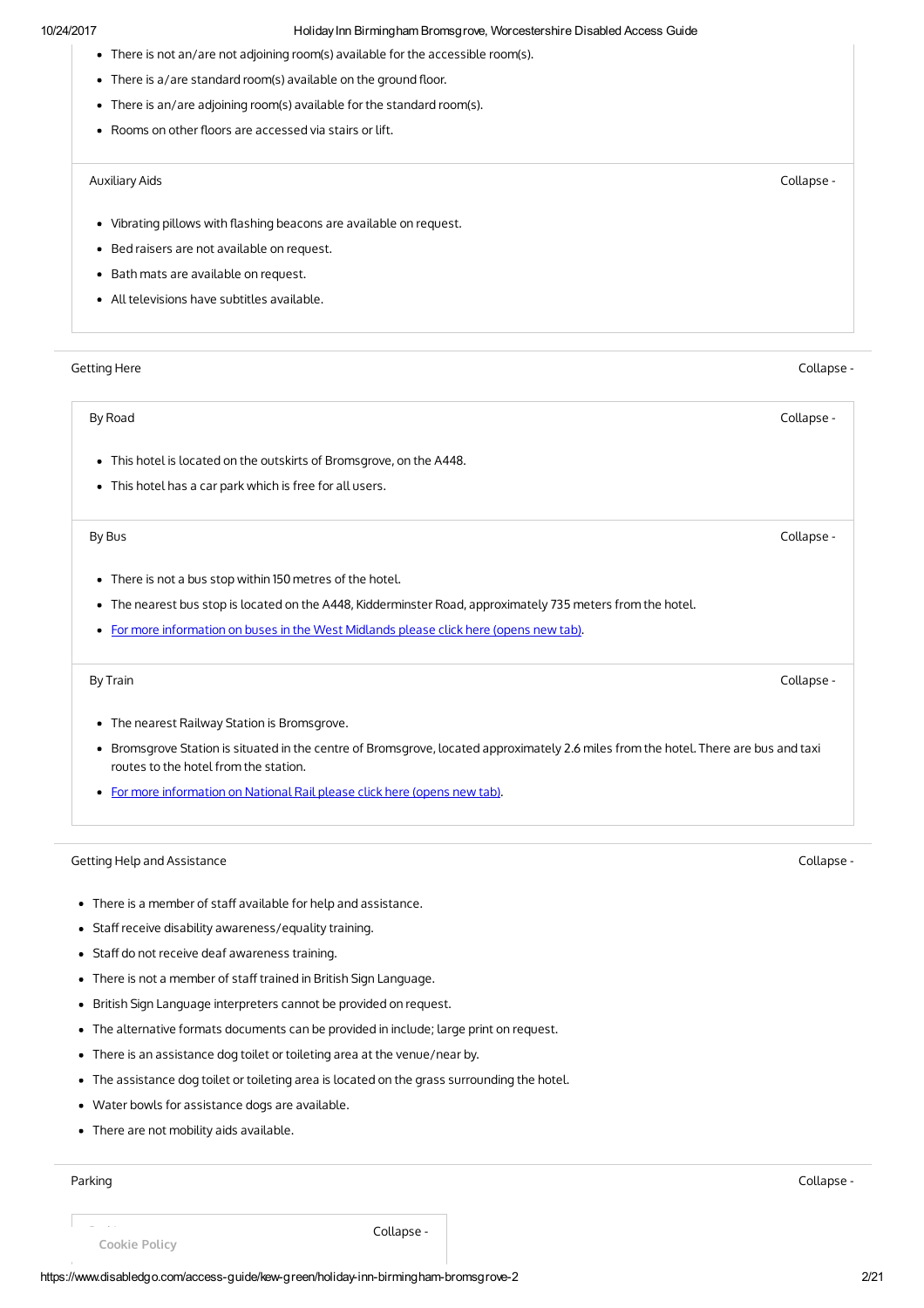- There is not an/are not adjoining room(s) available for the accessible room(s).
- There is a/are standard room(s) available on the ground floor.
- There is an/are adjoining room(s) available for the standard room(s).
- Rooms on other floors are accessed via stairs or lift.

### Auxiliary Aids

Collapse -

- Vibrating pillows with flashing beacons are available on request.
- Bed raisers are not available on request.
- Bath mats are available on request.
- All televisions have subtitles available.

## Getting Here

Collapse -

### By Road

Collapse -

- This hotel is located on the outskirts of Bromsgrove, on the A448.
- This hotel has a car park which is free for all users.

### By Bus

Collapse -

- There is not a bus stop within 150 metres of the hotel.
- The nearest bus stop is located on the A448, Kidderminster Road, approximately 735 meters from the hotel.
- For more information on buses in the West Midlands please click here (opens new tab).

### By Train

Collapse -

- The nearest Railway Station is Bromsgrove.
- Bromsgrove Station is situated in the centre of Bromsgrove, located approximately 2.6 miles from the hotel. There are bus and taxi routes to the hotel from the station.
- For more information on National Rail please click here (opens new tab).

## Getting Help and Assistance

Collapse -

- There is a member of staff available for help and assistance.
- Staff receive disability awareness/equality training.
- Staff do not receive deaf awareness training.
- There is not a member of staff trained in British Sign Language.
- British Sign Language interpreters cannot be provided on request.
- The alternative formats documents can be provided in include; large print on request.
- There is an assistance dog toilet or toileting area at the venue/near by.
- The assistance dog toilet or toileting area is located on the grass surrounding the hotel.
- Water bowls for assistance dogs are available.
- There are not mobility aids available.

## Parking

Collapse -

Collapse -

Cookie Policy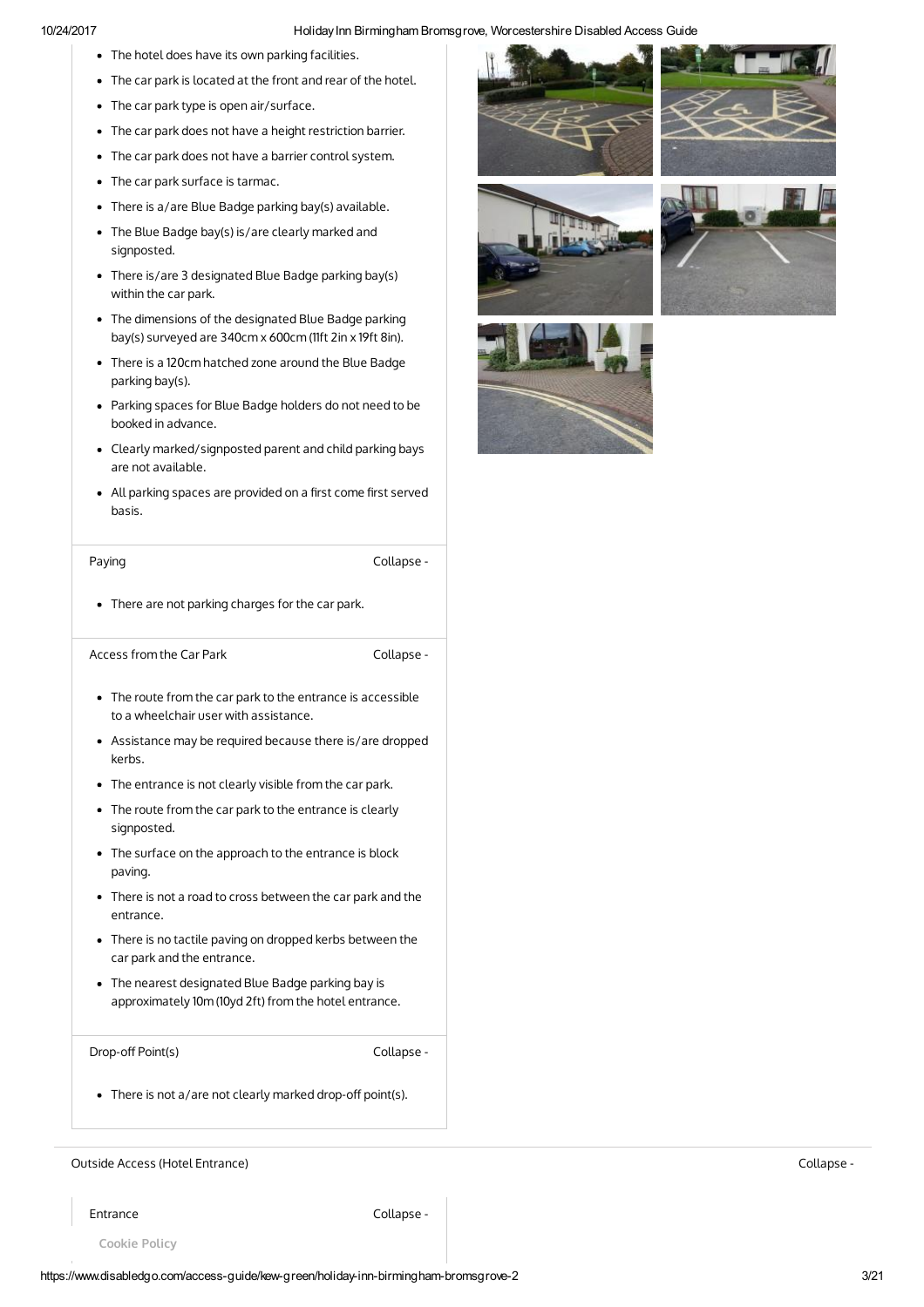- The hotel does have its own parking facilities.
- The car park is located at the front and rear of the hotel.
- The car park type is open air/surface.
- The car park does not have a height restriction barrier.
- The car park does not have a barrier control system.
- The car park surface is tarmac.
- There is a/are Blue Badge parking bay(s) available.
- The Blue Badge bay(s) is/are clearly marked and signposted.
- There is/are 3 designated Blue Badge parking bay(s) within the car park.
- The dimensions of the designated Blue Badge parking bay(s) surveyed are 340cm x 600cm (11ft 2in x 19ft 8in).
- There is a 120cm hatched zone around the Blue Badge parking bay(s).
- Parking spaces for Blue Badge holders do not need to be booked in advance.
- Clearly marked/signposted parent and child parking bays are not available.
- All parking spaces are provided on a first come first served basis.

Paying Collapse -

- There are not parking charges for the car park.

Access from the Car Park Collapse -

- The route from the car park to the entrance is accessible to a wheelchair user with assistance.
- Assistance may be required because there is/are dropped kerbs.
- The entrance is not clearly visible from the car park.
- The route from the car park to the entrance is clearly signposted.
- The surface on the approach to the entrance is block paving.
- There is not a road to cross between the car park and the entrance.
- There is no tactile paving on dropped kerbs between the car park and the entrance.
- The nearest designated Blue Badge parking bay is approximately 10m (10yd 2ft) from the hotel entrance.

Drop-off Point(s) Collapse -

- There is not a/are not clearly marked drop-off point(s).

Outside Access (Hotel Entrance) Collapse -

Entrance Collapse -

Cookie Policy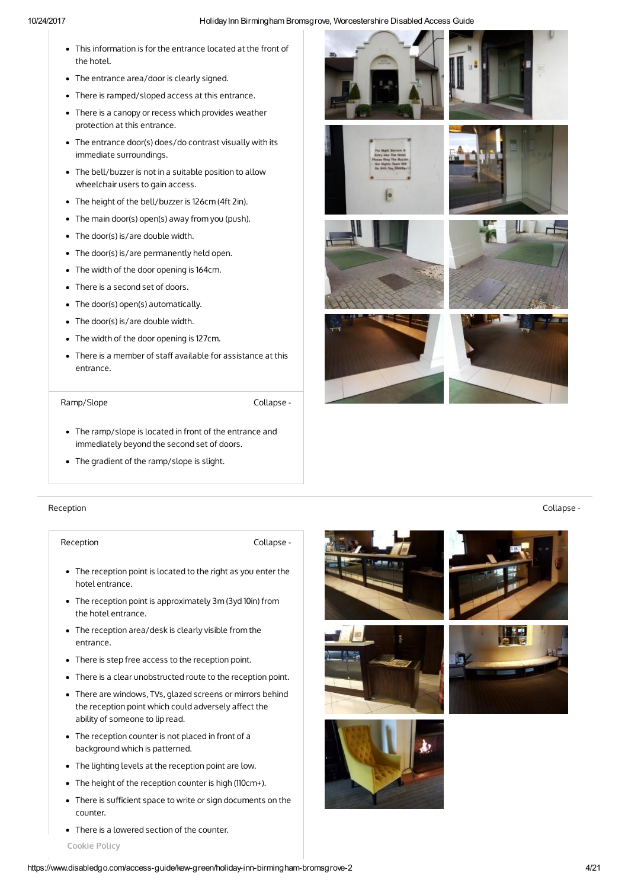- This information is for the entrance located at the front of the hotel.
- The entrance area/door is clearly signed.
- There is ramped/sloped access at this entrance.
- There is a canopy or recess which provides weather protection at this entrance.
- The entrance door(s) does/do contrast visually with its immediate surroundings.
- The bell/buzzer is not in a suitable position to allow wheelchair users to gain access.
- The height of the bell/buzzer is 126cm (4ft 2in).
- The main door(s) open(s) away from you (push).
- The door(s) is/are double width.
- The door(s) is/are permanently held open.
- The width of the door opening is 164cm.
- There is a second set of doors.
- The door(s) open(s) automatically.
- The door(s) is/are double width.
- The width of the door opening is 127cm.
- There is a member of staff available for assistance at this entrance.

### Ramp/Slope

- The ramp/slope is located in front of the entrance and immediately beyond the second set of doors.
- The gradient of the ramp/slope is slight.

## Reception

### Reception

- The reception point is located to the right as you enter the hotel entrance.
- The reception point is approximately 3m (3yd 10in) from the hotel entrance.
- The reception area/desk is clearly visible from the entrance.
- There is step free access to the reception point.
- There is a clear unobstructed route to the reception point.
- There are windows, TVs, glazed screens or mirrors behind the reception point which could adversely affect the ability of someone to lip read.
- The reception counter is not placed in front of a background which is patterned.
- The lighting levels at the reception point are low.
- The height of the reception counter is high (110cm+).
- There is sufficient space to write or sign documents on the counter.
- There is a lowered section of the counter.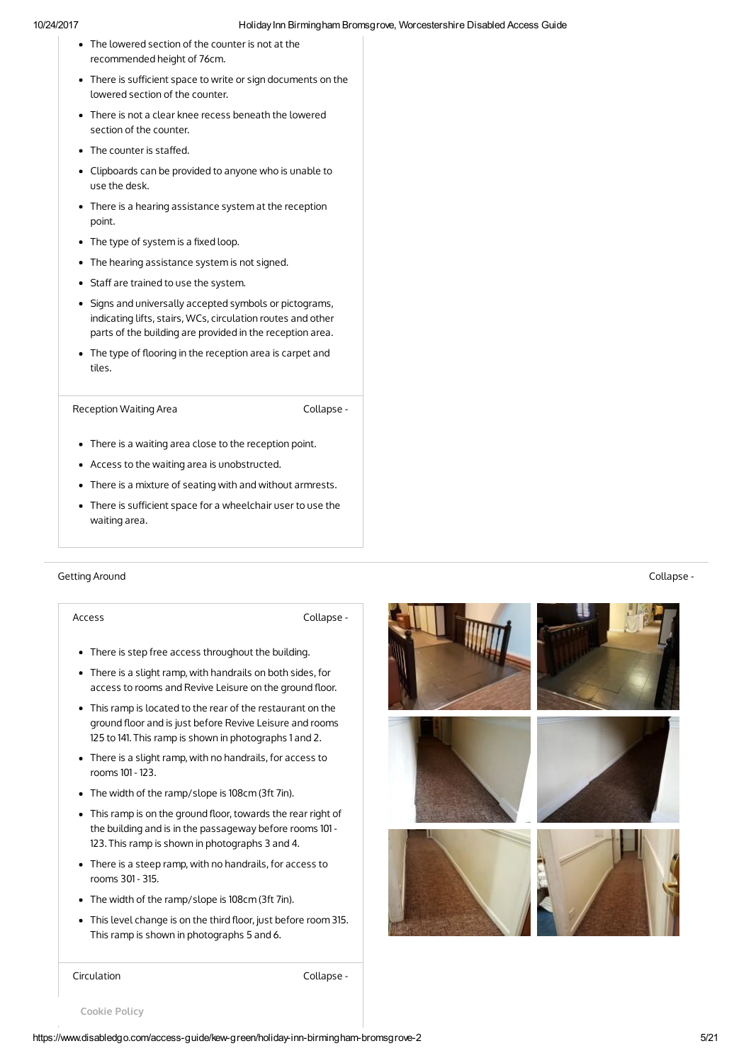- The lowered section of the counter is not at the recommended height of 76cm.
- There is sufficient space to write or sign documents on the lowered section of the counter.
- There is not a clear knee recess beneath the lowered section of the counter.
- The counter is staffed.
- Clipboards can be provided to anyone who is unable to use the desk.
- There is a hearing assistance system at the reception point.
- The type of system is a fixed loop.
- The hearing assistance system is not signed.
- Staff are trained to use the system.
- Signs and universally accepted symbols or pictograms, indicating lifts, stairs, WCs, circulation routes and other parts of the building are provided in the reception area.
- The type of flooring in the reception area is carpet and tiles.

### Reception Waiting Area

Collapse -

- There is a waiting area close to the reception point.
- Access to the waiting area is unobstructed.
- There is a mixture of seating with and without armrests.
- There is sufficient space for a wheelchair user to use the waiting area.

## Getting Around

Collapse -

### Access

Collapse -

- There is step free access throughout the building.
- There is a slight ramp, with handrails on both sides, for access to rooms and Revive Leisure on the ground floor.
- This ramp is located to the rear of the restaurant on the ground floor and is just before Revive Leisure and rooms 125 to 141. This ramp is shown in photographs 1 and 2.
- There is a slight ramp, with no handrails, for access to rooms 101 - 123.
- The width of the ramp/slope is 108cm (3ft 7in).
- This ramp is on the ground floor, towards the rear right of the building and is in the passageway before rooms 101 - 123. This ramp is shown in photographs 3 and 4.
- There is a steep ramp, with no handrails, for access to rooms 301 - 315.
- The width of the ramp/slope is 108cm (3ft 7in).
- This level change is on the third floor, just before room 315. This ramp is shown in photographs 5 and 6.

### Circulation

Collapse -

Cookie Policy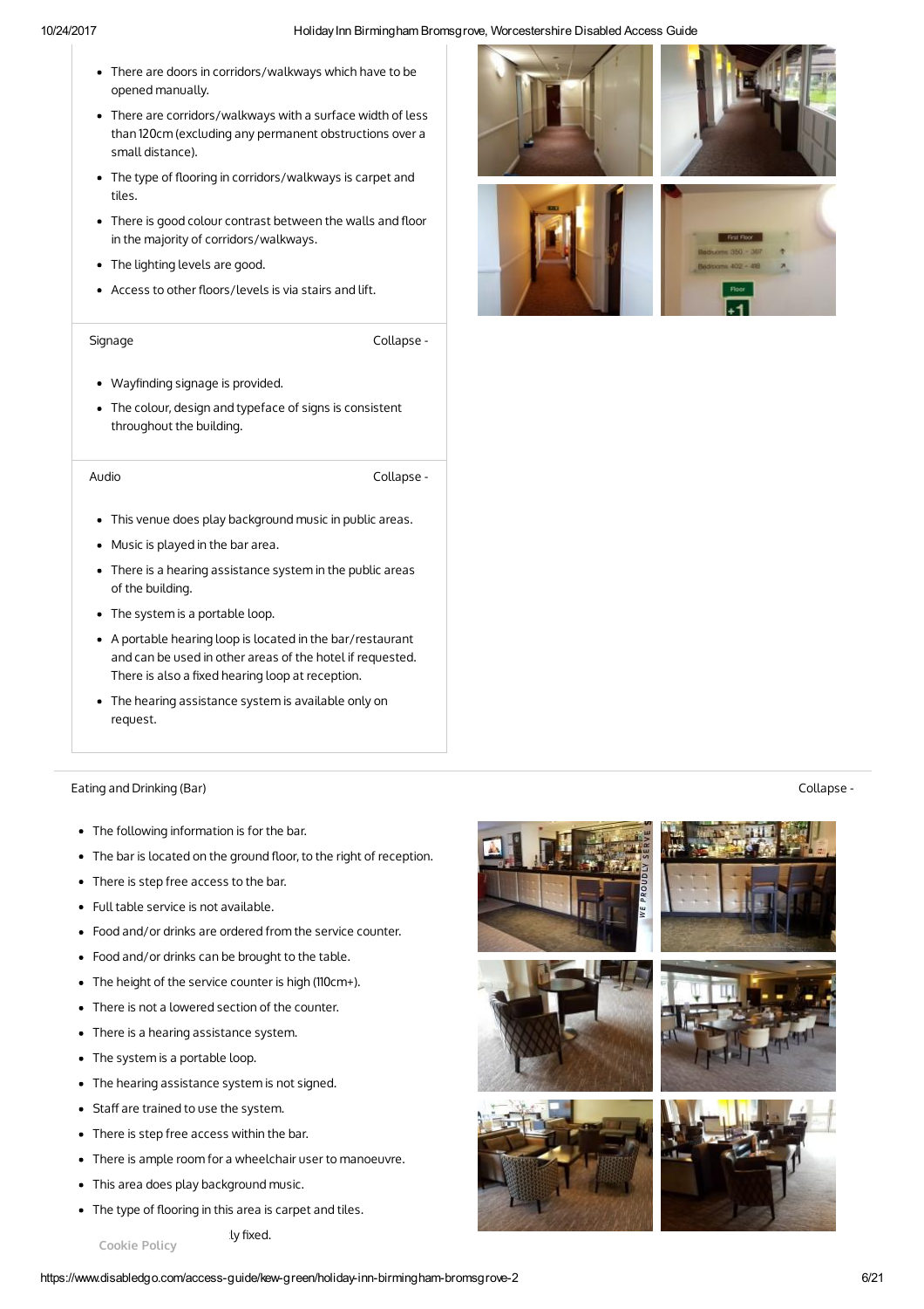- There are doors in corridors/walkways which have to be opened manually.
- There are corridors/walkways with a surface width of less than 120cm (excluding any permanent obstructions over a small distance).
- The type of flooring in corridors/walkways is carpet and tiles.
- There is good colour contrast between the walls and floor in the majority of corridors/walkways.
- The lighting levels are good.
- Access to other floors/levels is via stairs and lift.

### Signage

Collapse -

- Wayfinding signage is provided.
- The colour, design and typeface of signs is consistent throughout the building.

### Audio

Collapse -

- This venue does play background music in public areas.
- Music is played in the bar area.
- There is a hearing assistance system in the public areas of the building.
- The system is a portable loop.
- A portable hearing loop is located in the bar/restaurant and can be used in other areas of the hotel if requested. There is also a fixed hearing loop at reception.
- The hearing assistance system is available only on request.

## Eating and Drinking (Bar)

Collapse -

- The following information is for the bar.
- The bar is located on the ground floor, to the right of reception.
- There is step free access to the bar.
- Full table service is not available.
- Food and/or drinks are ordered from the service counter.
- Food and/or drinks can be brought to the table.
- The height of the service counter is high (110cm+).
- There is not a lowered section of the counter.
- There is a hearing assistance system.
- The system is a portable loop.
- The hearing assistance system is not signed.
- Staff are trained to use the system.
- There is step free access within the bar.
- There is ample room for a wheelchair user to manoeuvre.
- This area does play background music.
- The type of flooring in this area is carpet and tiles.
- ...ly fixed.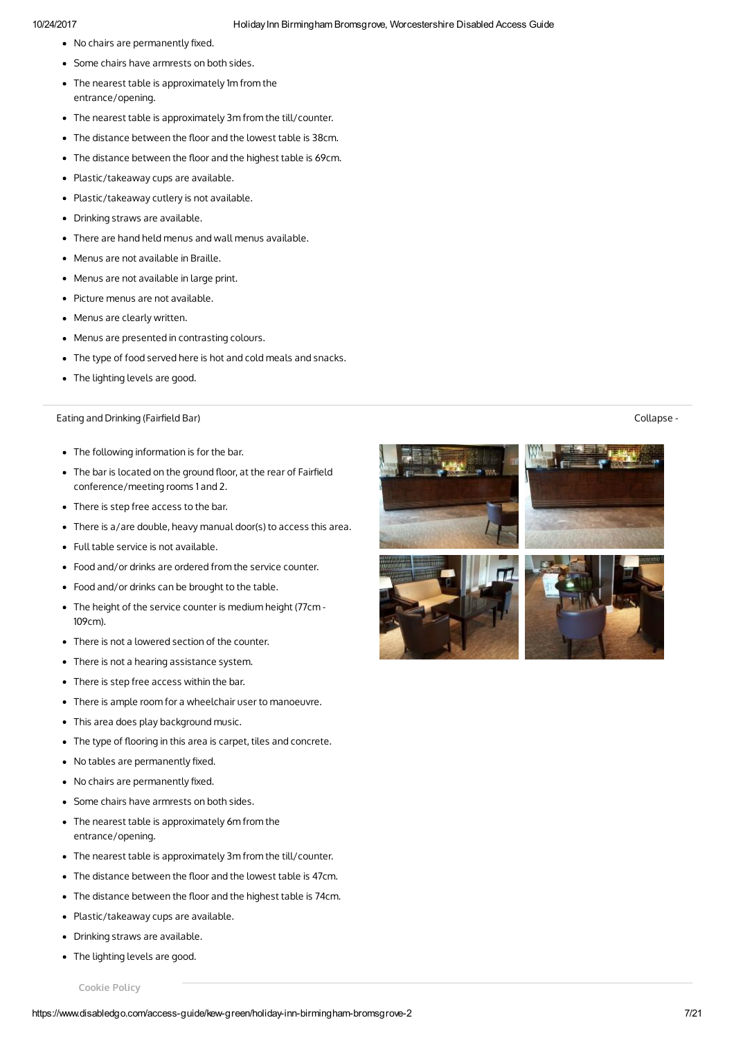- No chairs are permanently fixed.
- Some chairs have armrests on both sides.
- The nearest table is approximately 1m from the entrance/opening.
- The nearest table is approximately 3m from the till/counter.
- The distance between the floor and the lowest table is 38cm.
- The distance between the floor and the highest table is 69cm.
- Plastic/takeaway cups are available.
- Plastic/takeaway cutlery is not available.
- Drinking straws are available.
- There are hand held menus and wall menus available.
- Menus are not available in Braille.
- Menus are not available in large print.
- Picture menus are not available.
- Menus are clearly written.
- Menus are presented in contrasting colours.
- The type of food served here is hot and cold meals and snacks.
- The lighting levels are good.

## Eating and Drinking (Fairfield Bar)

Collapse -

- The following information is for the bar.
- The bar is located on the ground floor, at the rear of Fairfield conference/meeting rooms 1 and 2.
- There is step free access to the bar.
- There is a/are double, heavy manual door(s) to access this area.
- Full table service is not available.
- Food and/or drinks are ordered from the service counter.
- Food and/or drinks can be brought to the table.
- The height of the service counter is medium height (77cm - 109cm).
- There is not a lowered section of the counter.
- There is not a hearing assistance system.
- There is step free access within the bar.
- There is ample room for a wheelchair user to manoeuvre.
- This area does play background music.
- The type of flooring in this area is carpet, tiles and concrete.
- No tables are permanently fixed.
- No chairs are permanently fixed.
- Some chairs have armrests on both sides.
- The nearest table is approximately 6m from the entrance/opening.
- The nearest table is approximately 3m from the till/counter.
- The distance between the floor and the lowest table is 47cm.
- The distance between the floor and the highest table is 74cm.
- Plastic/takeaway cups are available.
- Drinking straws are available.
- The lighting levels are good.

Cookie Policy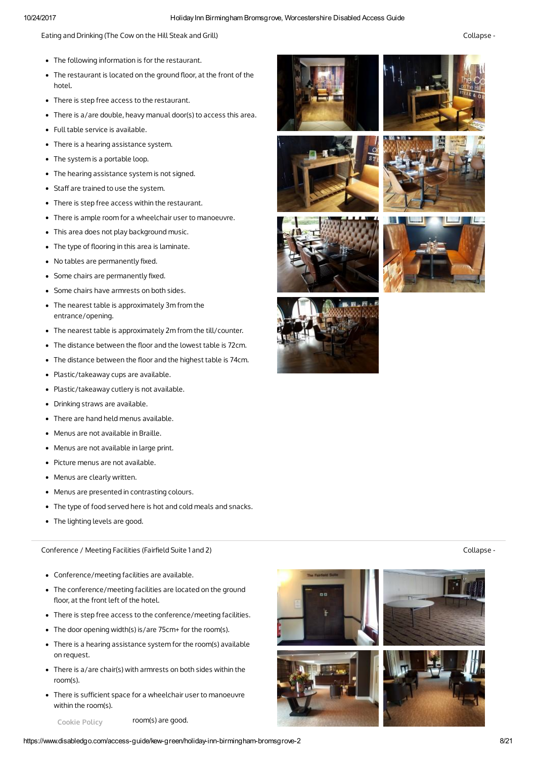## Eating and Drinking (The Cow on the Hill Steak and Grill)

Collapse -

- The following information is for the restaurant.
- The restaurant is located on the ground floor, at the front of the hotel.
- There is step free access to the restaurant.
- There is a/are double, heavy manual door(s) to access this area.
- Full table service is available.
- There is a hearing assistance system.
- The system is a portable loop.
- The hearing assistance system is not signed.
- Staff are trained to use the system.
- There is step free access within the restaurant.
- There is ample room for a wheelchair user to manoeuvre.
- This area does not play background music.
- The type of flooring in this area is laminate.
- No tables are permanently fixed.
- Some chairs are permanently fixed.
- Some chairs have armrests on both sides.
- The nearest table is approximately 3m from the entrance/opening.
- The nearest table is approximately 2m from the till/counter.
- The distance between the floor and the lowest table is 72cm.
- The distance between the floor and the highest table is 74cm.
- Plastic/takeaway cups are available.
- Plastic/takeaway cutlery is not available.
- Drinking straws are available.
- There are hand held menus available.
- Menus are not available in Braille.
- Menus are not available in large print.
- Picture menus are not available.
- Menus are clearly written.
- Menus are presented in contrasting colours.
- The type of food served here is hot and cold meals and snacks.
- The lighting levels are good.

## Conference / Meeting Facilities (Fairfield Suite 1 and 2)

Collapse -

- Conference/meeting facilities are available.
- The conference/meeting facilities are located on the ground floor, at the front left of the hotel.
- There is step free access to the conference/meeting facilities.
- The door opening width(s) is/are 75cm+ for the room(s).
- There is a hearing assistance system for the room(s) available on request.
- There is a/are chair(s) with armrests on both sides within the room(s).
- There is sufficient space for a wheelchair user to manoeuvre within the room(s).
- room(s) are good.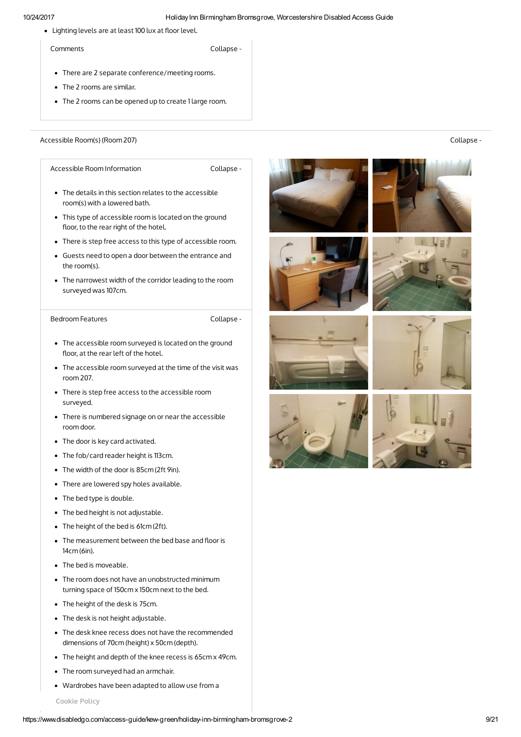- Lighting levels are at least 100 lux at floor level.

### Comments

- There are 2 separate conference/meeting rooms.
- The 2 rooms can be similar.
- The 2 rooms can be opened up to create 1 large room.

## Accessible Room(s) (Room 207)

### Accessible Room Information

- The details in this section relates to the accessible room(s) with a lowered bath.
- This type of accessible room is located on the ground floor, to the rear right of the hotel.
- There is step free access to this type of accessible room.
- Guests need to open a door between the entrance and the room(s).
- The narrowest width of the corridor leading to the room surveyed was 107cm.

### Bedroom Features

- The accessible room surveyed is located on the ground floor, at the rear left of the hotel.
- The accessible room surveyed at the time of the visit was room 207.
- There is step free access to the accessible room surveyed.
- There is numbered signage on or near the accessible room door.
- The door is key card activated.
- The fob/card reader height is 113cm.
- The width of the door is 85cm (2ft 9in).
- There are lowered spy holes available.
- The bed type is double.
- The bed height is not adjustable.
- The height of the bed is 61cm (2ft).
- The measurement between the bed base and floor is 14cm (6in).
- The bed is moveable.
- The room does not have an unobstructed minimum turning space of 150cm x 150cm next to the bed.
- The height of the desk is 75cm.
- The desk is not height adjustable.
- The desk knee recess does not have the recommended dimensions of 70cm (height) x 50cm (depth).
- The height and depth of the knee recess is 65cm x 49cm.
- The room surveyed had an armchair.
- Wardrobes have been adapted to allow use from a

Cookie Policy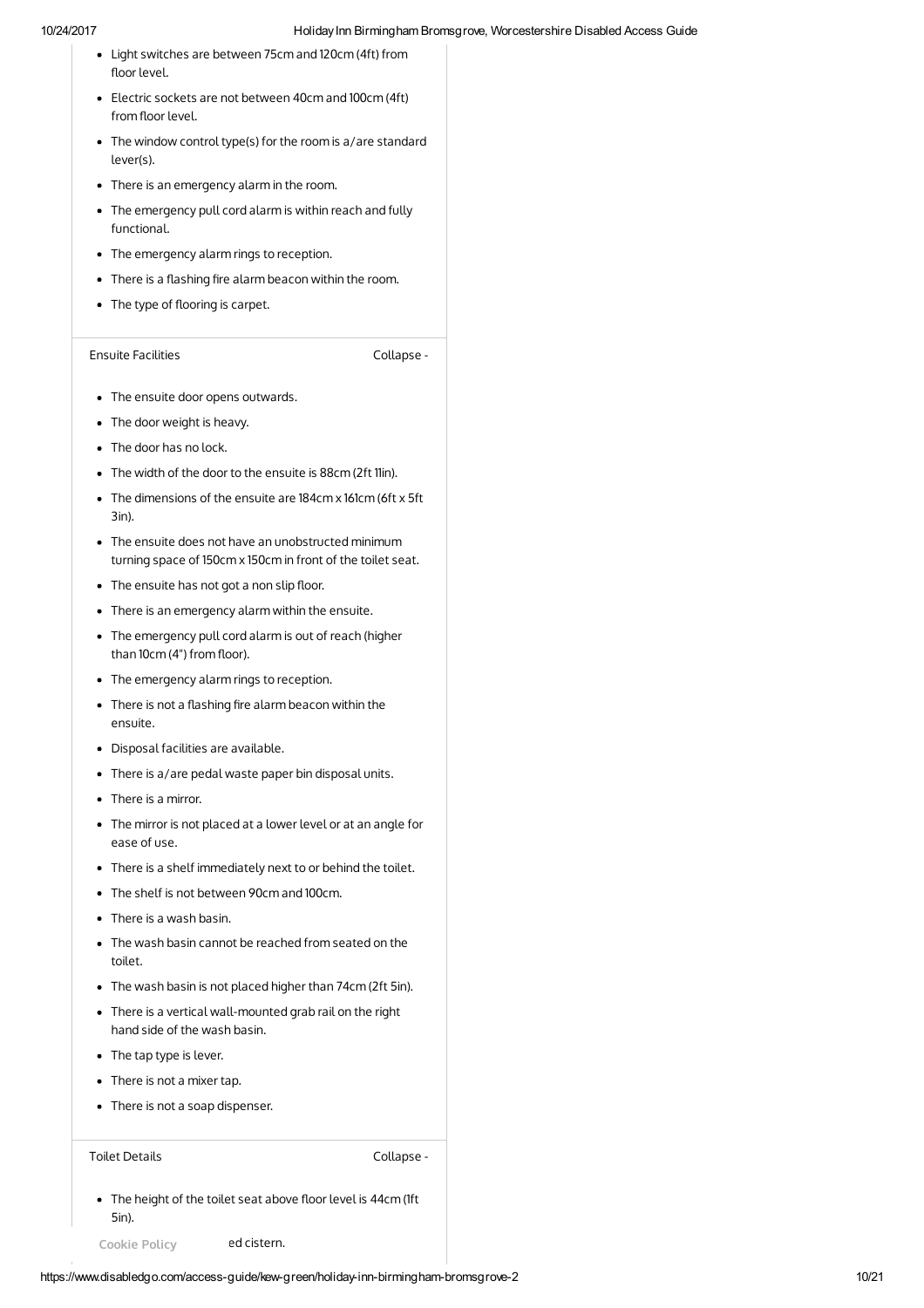- Light switches are between 75cm and 120cm (4ft) from floor level.
- Electric sockets are not between 40cm and 100cm (4ft) from floor level.
- The window control type(s) for the room is a/are standard lever(s).
- There is an emergency alarm in the room.
- The emergency pull cord alarm is within reach and fully functional.
- The emergency alarm rings to reception.
- There is a flashing fire alarm beacon within the room.
- The type of flooring is carpet.

### Ensuite Facilities

Collapse -

- The ensuite door opens outwards.
- The door weight is heavy.
- The door has no lock.
- The width of the door to the ensuite is 88cm (2ft 11in).
- The dimensions of the ensuite are 184cm x 161cm (6ft x 5ft 3in).
- The ensuite does not have an unobstructed minimum turning space of 150cm x 150cm in front of the toilet seat.
- The ensuite has not got a non slip floor.
- There is an emergency alarm within the ensuite.
- The emergency pull cord alarm is out of reach (higher than 10cm (4") from floor).
- The emergency alarm rings to reception.
- There is not a flashing fire alarm beacon within the ensuite.
- Disposal facilities are available.
- There is a/are pedal waste paper bin disposal units.
- There is a mirror.
- The mirror is not placed at a lower level or at an angle for ease of use.
- There is a shelf immediately next to or behind the toilet.
- The shelf is not between 90cm and 100cm.
- There is a wash basin.
- The wash basin cannot be reached from seated on the toilet.
- The wash basin is not placed higher than 74cm (2ft 5in).
- There is a vertical wall-mounted grab rail on the right hand side of the wash basin.
- The tap type is lever.
- There is not a mixer tap.
- There is not a soap dispenser.

### Toilet Details

Collapse -

- The height of the toilet seat above floor level is 44cm (1ft 5in).
- ed cistern.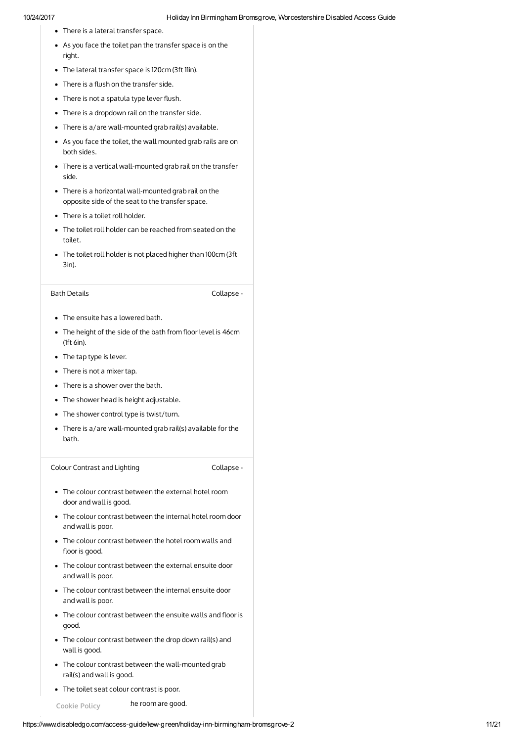- There is a lateral transfer space.
- As you face the toilet pan the transfer space is on the right.
- The lateral transfer space is 120cm (3ft 11in).
- There is a flush on the transfer side.
- There is not a spatula type lever flush.
- There is a dropdown rail on the transfer side.
- There is a/are wall-mounted grab rail(s) available.
- As you face the toilet, the wall mounted grab rails are on both sides.
- There is a vertical wall-mounted grab rail on the transfer side.
- There is a horizontal wall-mounted grab rail on the opposite side of the seat to the transfer space.
- There is a toilet roll holder.
- The toilet roll holder can be reached from seated on the toilet.
- The toilet roll holder is not placed higher than 100cm (3ft 3in).

### Bath Details

Collapse -

- The ensuite has a lowered bath.
- The height of the side of the bath from floor level is 46cm (1ft 6in).
- The tap type is lever.
- There is not a mixer tap.
- There is a shower over the bath.
- The shower head is height adjustable.
- The shower control type is twist/turn.
- There is a/are wall-mounted grab rail(s) available for the bath.

### Colour Contrast and Lighting

Collapse -

- The colour contrast between the external hotel room door and wall is good.
- The colour contrast between the internal hotel room door and wall is poor.
- The colour contrast between the hotel room walls and floor is good.
- The colour contrast between the external ensuite door and wall is poor.
- The colour contrast between the internal ensuite door and wall is poor.
- The colour contrast between the ensuite walls and floor is good.
- The colour contrast between the drop down rail(s) and wall is good.
- The colour contrast between the wall-mounted grab rail(s) and wall is good.
- The toilet seat colour contrast is poor.
- he room are good.

Cookie Policy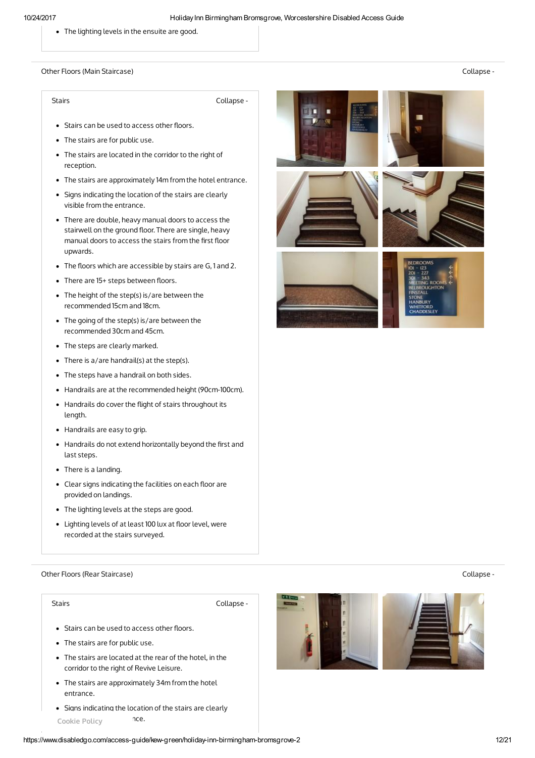- The lighting levels in the ensuite are good.

## Other Floors (Main Staircase)

Collapse -

### Stairs

Collapse -

- Stairs can be used to access other floors.
- The stairs are for public use.
- The stairs are located in the corridor to the right of reception.
- The stairs are approximately 14m from the hotel entrance.
- Signs indicating the location of the stairs are clearly visible from the entrance.
- There are double, heavy manual doors to access the stairwell on the ground floor. There are single, heavy manual doors to access the stairs from the first floor upwards.
- The floors which are accessible by stairs are G, 1 and 2.
- There are 15+ steps between floors.
- The height of the step(s) is/are between the recommended 15cm and 18cm.
- The going of the step(s) is/are between the recommended 30cm and 45cm.
- The steps are clearly marked.
- There is a/are handrail(s) at the step(s).
- The steps have a handrail on both sides.
- Handrails are at the recommended height (90cm-100cm).
- Handrails do cover the flight of stairs throughout its length.
- Handrails are easy to grip.
- Handrails do not extend horizontally beyond the first and last steps.
- There is a landing.
- Clear signs indicating the facilities on each floor are provided on landings.
- The lighting levels at the steps are good.
- Lighting levels of at least 100 lux at floor level, were recorded at the stairs surveyed.

## Other Floors (Rear Staircase)

Collapse -

### Stairs

Collapse -

- Stairs can be used to access other floors.
- The stairs are for public use.
- The stairs are located at the rear of the hotel, in the corridor to the right of Revive Leisure.
- The stairs are approximately 34m from the hotel entrance.
- Signs indicating the location of the stairs are clearly ...nce.

Cookie Policy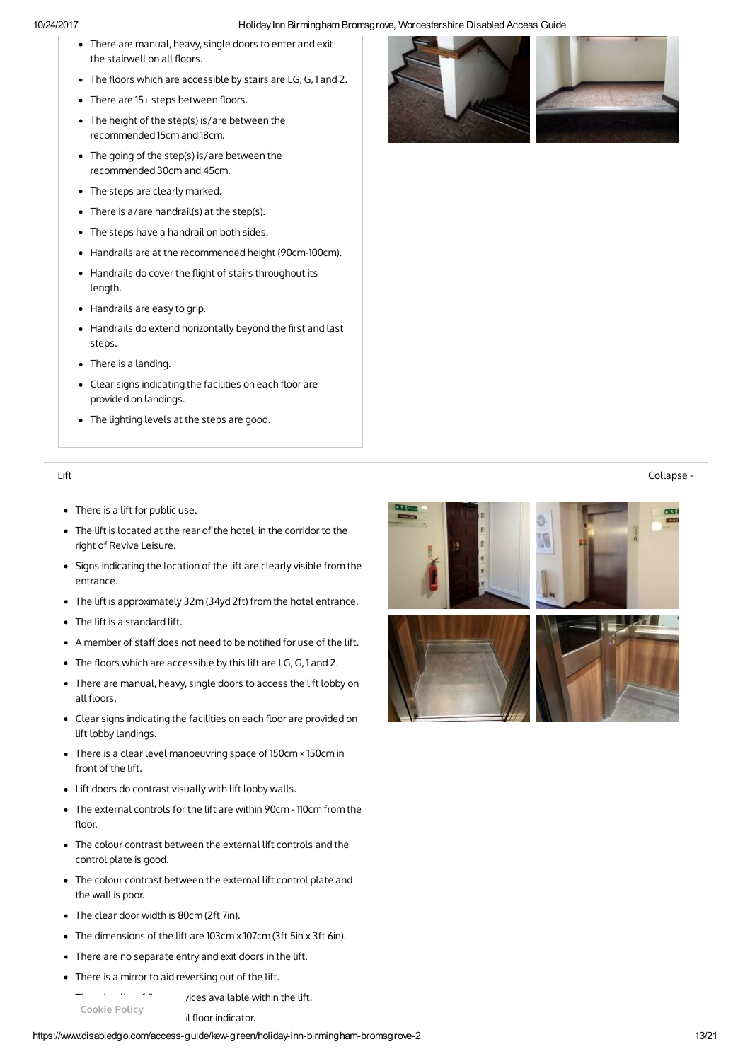- There are manual, heavy, single doors to enter and exit the stairwell on all floors.
- The floors which are accessible by stairs are LG, G, 1 and 2.
- There are 15+ steps between floors.
- The height of the step(s) is/are between the recommended 15cm and 18cm.
- The going of the step(s) is/are between the recommended 30cm and 45cm.
- The steps are clearly marked.
- There is a/are handrail(s) at the step(s).
- The steps have a handrail on both sides.
- Handrails are at the recommended height (90cm-100cm).
- Handrails do cover the flight of stairs throughout its length.
- Handrails are easy to grip.
- Handrails do extend horizontally beyond the first and last steps.
- There is a landing.
- Clear signs indicating the facilities on each floor are provided on landings.
- The lighting levels at the steps are good.

Lift

Collapse -

- There is a lift for public use.
- The lift is located at the rear of the hotel, in the corridor to the right of Revive Leisure.
- Signs indicating the location of the lift are clearly visible from the entrance.
- The lift is approximately 32m (34yd 2ft) from the hotel entrance.
- The lift is a standard lift.
- A member of staff does not need to be notified for use of the lift.
- The floors which are accessible by this lift are LG, G, 1 and 2.
- There are manual, heavy, single doors to access the lift lobby on all floors.
- Clear signs indicating the facilities on each floor are provided on lift lobby landings.
- There is a clear level manoeuvring space of 150cm × 150cm in front of the lift.
- Lift doors do contrast visually with lift lobby walls.
- The external controls for the lift are within 90cm - 110cm from the floor.
- The colour contrast between the external lift controls and the control plate is good.
- The colour contrast between the external lift control plate and the wall is poor.
- The clear door width is 80cm (2ft 7in).
- The dimensions of the lift are 103cm x 107cm (3ft 5in x 3ft 6in).
- There are no separate entry and exit doors in the lift.
- There is a mirror to aid reversing out of the lift.
- ...vices available within the lift.
- ...l floor indicator.

Cookie Policy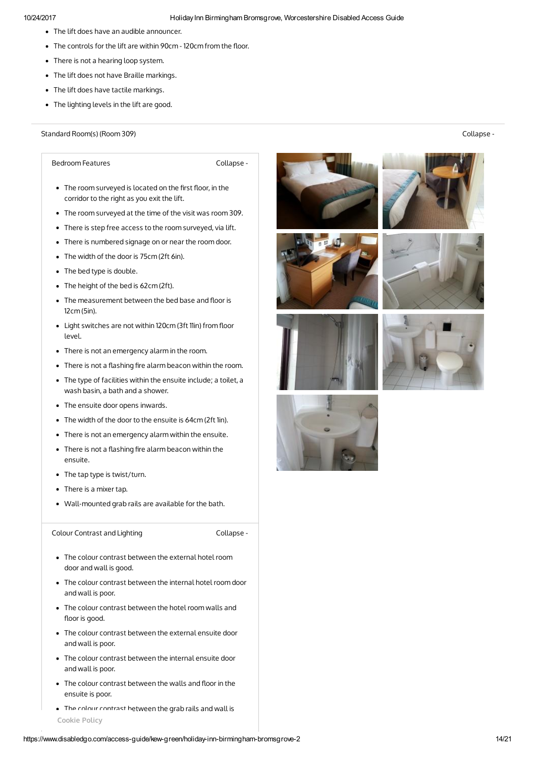- The lift does have an audible announcer.
- The controls for the lift are within 90cm - 120cm from the floor.
- There is not a hearing loop system.
- The lift does not have Braille markings.
- The lift does have tactile markings.
- The lighting levels in the lift are good.

## Standard Room(s) (Room 309)

Collapse -

### Bedroom Features

Collapse -

- The room surveyed is located on the first floor, in the corridor to the right as you exit the lift.
- The room surveyed at the time of the visit was room 309.
- There is step free access to the room surveyed, via lift.
- There is numbered signage on or near the room door.
- The width of the door is 75cm (2ft 6in).
- The bed type is double.
- The height of the bed is 62cm (2ft).
- The measurement between the bed base and floor is 12cm (5in).
- Light switches are not within 120cm (3ft 11in) from floor level.
- There is not an emergency alarm in the room.
- There is not a flashing fire alarm beacon within the room.
- The type of facilities within the ensuite include; a toilet, a wash basin, a bath and a shower.
- The ensuite door opens inwards.
- The width of the door to the ensuite is 64cm (2ft 1in).
- There is not an emergency alarm within the ensuite.
- There is not a flashing fire alarm beacon within the ensuite.
- The tap type is twist/turn.
- There is a mixer tap.
- Wall-mounted grab rails are available for the bath.

### Colour Contrast and Lighting

Collapse -

- The colour contrast between the external hotel room door and wall is good.
- The colour contrast between the internal hotel room door and wall is poor.
- The colour contrast between the hotel room walls and floor is good.
- The colour contrast between the external ensuite door and wall is poor.
- The colour contrast between the internal ensuite door and wall is poor.
- The colour contrast between the walls and floor in the ensuite is poor.
- The colour contrast between the grab rails and wall is

Cookie Policy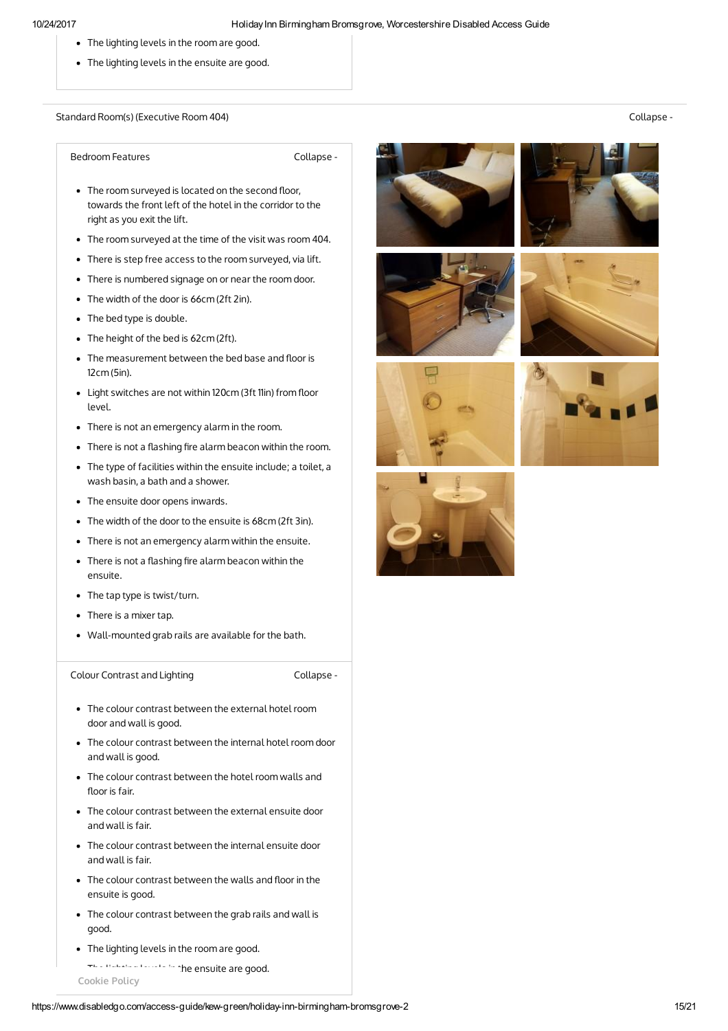- The lighting levels in the room are good.
- The lighting levels in the ensuite are good.

## Standard Room(s) (Executive Room 404)

Collapse -

### Bedroom Features

Collapse -

- The room surveyed is located on the second floor, towards the front left of the hotel in the corridor to the right as you exit the lift.
- The room surveyed at the time of the visit was room 404.
- There is step free access to the room surveyed, via lift.
- There is numbered signage on or near the room door.
- The width of the door is 66cm (2ft 2in).
- The bed type is double.
- The height of the bed is 62cm (2ft).
- The measurement between the bed base and floor is 12cm (5in).
- Light switches are not within 120cm (3ft 11in) from floor level.
- There is not an emergency alarm in the room.
- There is not a flashing fire alarm beacon within the room.
- The type of facilities within the ensuite include; a toilet, a wash basin, a bath and a shower.
- The ensuite door opens inwards.
- The width of the door to the ensuite is 68cm (2ft 3in).
- There is not an emergency alarm within the ensuite.
- There is not a flashing fire alarm beacon within the ensuite.
- The tap type is twist/turn.
- There is a mixer tap.
- Wall-mounted grab rails are available for the bath.

### Colour Contrast and Lighting

Collapse -

- The colour contrast between the external hotel room door and wall is good.
- The colour contrast between the internal hotel room door and wall is good.
- The colour contrast between the hotel room walls and floor is fair.
- The colour contrast between the external ensuite door and wall is fair.
- The colour contrast between the internal ensuite door and wall is fair.
- The colour contrast between the walls and floor in the ensuite is good.
- The colour contrast between the grab rails and wall is good.
- The lighting levels in the room are good.
- The lighting levels in the ensuite are good.

Cookie Policy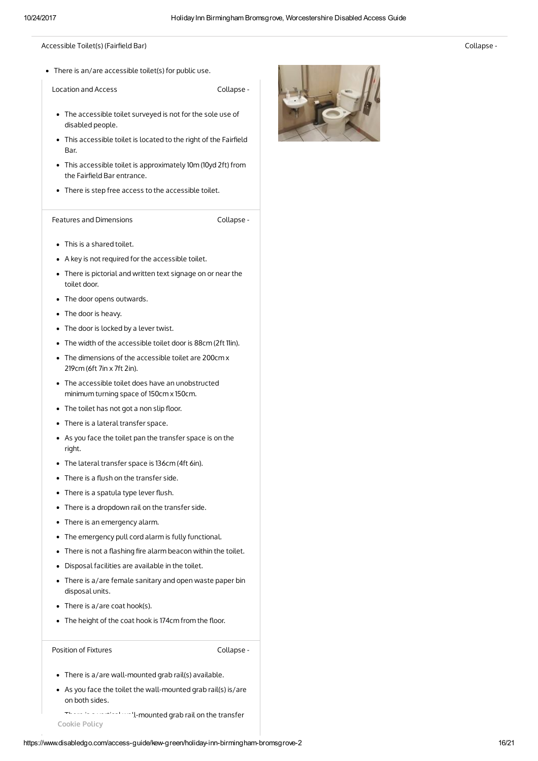## Accessible Toilet(s) (Fairfield Bar)

Collapse -

- There is an/are accessible toilet(s) for public use.

### Location and Access

Collapse -

- The accessible toilet surveyed is not for the sole use of disabled people.
- This accessible toilet is located to the right of the Fairfield Bar.
- This accessible toilet is approximately 10m (10yd 2ft) from the Fairfield Bar entrance.
- There is step free access to the accessible toilet.

### Features and Dimensions

Collapse -

- This is a shared toilet.
- A key is not required for the accessible toilet.
- There is pictorial and written text signage on or near the toilet door.
- The door opens outwards.
- The door is heavy.
- The door is locked by a lever twist.
- The width of the accessible toilet door is 88cm (2ft 11in).
- The dimensions of the accessible toilet are 200cm x 219cm (6ft 7in x 7ft 2in).
- The accessible toilet does have an unobstructed minimum turning space of 150cm x 150cm.
- The toilet has not got a non slip floor.
- There is a lateral transfer space.
- As you face the toilet pan the transfer space is on the right.
- The lateral transfer space is 136cm (4ft 6in).
- There is a flush on the transfer side.
- There is a spatula type lever flush.
- There is a dropdown rail on the transfer side.
- There is an emergency alarm.
- The emergency pull cord alarm is fully functional.
- There is not a flashing fire alarm beacon within the toilet.
- Disposal facilities are available in the toilet.
- There is a/are female sanitary and open waste paper bin disposal units.
- There is a/are coat hook(s).
- The height of the coat hook is 174cm from the floor.

### Position of Fixtures

Collapse -

- There is a/are wall-mounted grab rail(s) available.
- As you face the toilet the wall-mounted grab rail(s) is/are on both sides.
- There is a vertical wall-mounted grab rail on the transfer

Cookie Policy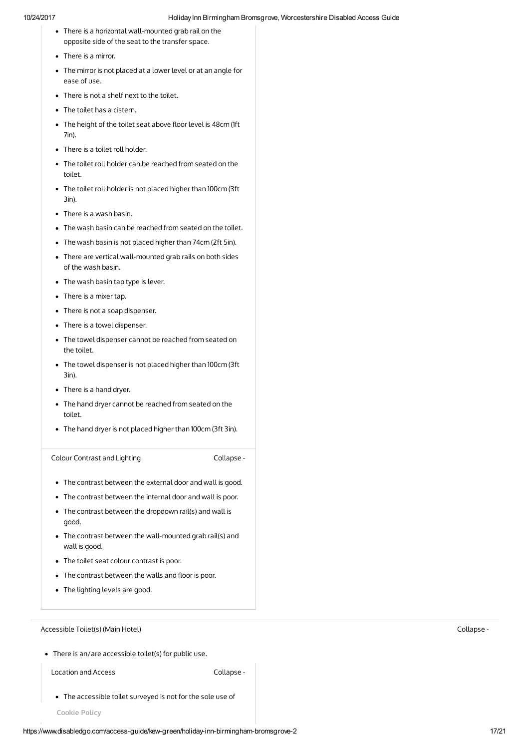- There is a horizontal wall-mounted grab rail on the opposite side of the seat to the transfer space.
- There is a mirror.
- The mirror is not placed at a lower level or at an angle for ease of use.
- There is not a shelf next to the toilet.
- The toilet has a cistern.
- The height of the toilet seat above floor level is 48cm (1ft 7in).
- There is a toilet roll holder.
- The toilet roll holder can be reached from seated on the toilet.
- The toilet roll holder is not placed higher than 100cm (3ft 3in).
- There is a wash basin.
- The wash basin can be reached from seated on the toilet.
- The wash basin is not placed higher than 74cm (2ft 5in).
- There are vertical wall-mounted grab rails on both sides of the wash basin.
- The wash basin tap type is lever.
- There is a mixer tap.
- There is not a soap dispenser.
- There is a towel dispenser.
- The towel dispenser cannot be reached from seated on the toilet.
- The towel dispenser is not placed higher than 100cm (3ft 3in).
- There is a hand dryer.
- The hand dryer cannot be reached from seated on the toilet.
- The hand dryer is not placed higher than 100cm (3ft 3in).

### Colour Contrast and Lighting

Collapse -

- The contrast between the external door and wall is good.
- The contrast between the internal door and wall is poor.
- The contrast between the dropdown rail(s) and wall is good.
- The contrast between the wall-mounted grab rail(s) and wall is good.
- The toilet seat colour contrast is poor.
- The contrast between the walls and floor is poor.
- The lighting levels are good.

## Accessible Toilet(s) (Main Hotel)

Collapse -

- There is an/are accessible toilet(s) for public use.

### Location and Access

Collapse -

- The accessible toilet surveyed is not for the sole use of

Cookie Policy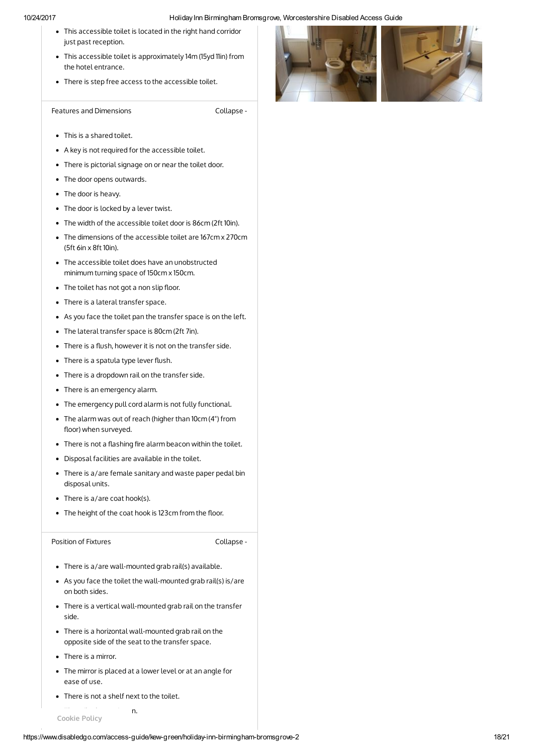- This accessible toilet is located in the right hand corridor just past reception.
- This accessible toilet is approximately 14m (15yd 11in) from the hotel entrance.
- There is step free access to the accessible toilet.

Features and Dimensions

Collapse -

- This is a shared toilet.
- A key is not required for the accessible toilet.
- There is pictorial signage on or near the toilet door.
- The door opens outwards.
- The door is heavy.
- The door is locked by a lever twist.
- The width of the accessible toilet door is 86cm (2ft 10in).
- The dimensions of the accessible toilet are 167cm x 270cm (5ft 6in x 8ft 10in).
- The accessible toilet does have an unobstructed minimum turning space of 150cm x 150cm.
- The toilet has not got a non slip floor.
- There is a lateral transfer space.
- As you face the toilet pan the transfer space is on the left.
- The lateral transfer space is 80cm (2ft 7in).
- There is a flush, however it is not on the transfer side.
- There is a spatula type lever flush.
- There is a dropdown rail on the transfer side.
- There is an emergency alarm.
- The emergency pull cord alarm is not fully functional.
- The alarm was out of reach (higher than 10cm (4") from floor) when surveyed.
- There is not a flashing fire alarm beacon within the toilet.
- Disposal facilities are available in the toilet.
- There is a/are female sanitary and waste paper pedal bin disposal units.
- There is a/are coat hook(s).
- The height of the coat hook is 123cm from the floor.

Position of Fixtures

Collapse -

- There is a/are wall-mounted grab rail(s) available.
- As you face the toilet the wall-mounted grab rail(s) is/are on both sides.
- There is a vertical wall-mounted grab rail on the transfer side.
- There is a horizontal wall-mounted grab rail on the opposite side of the seat to the transfer space.
- There is a mirror.
- The mirror is placed at a lower level or at an angle for ease of use.
- There is not a shelf next to the toilet.

n.

Cookie Policy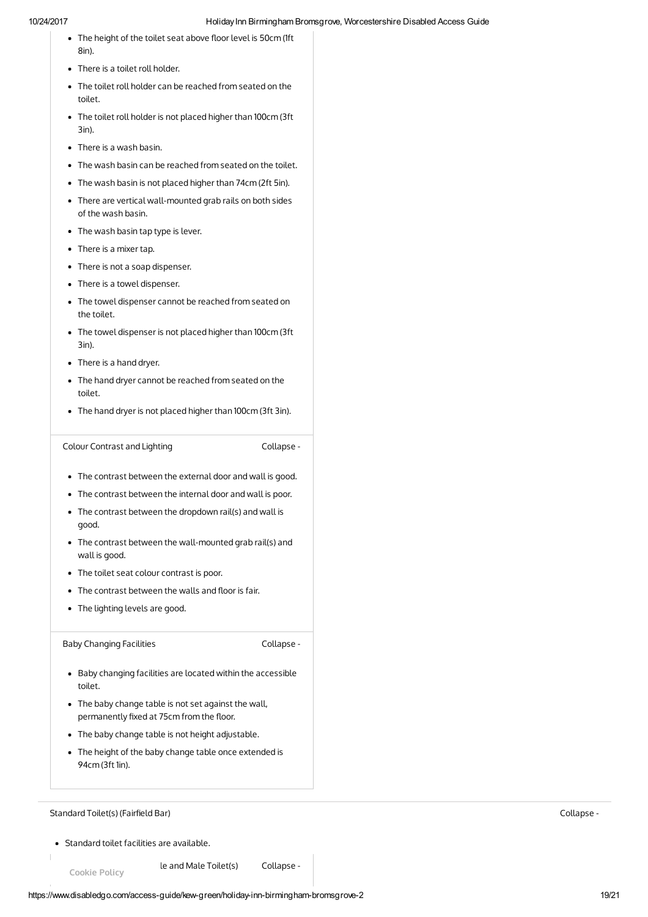- The height of the toilet seat above floor level is 50cm (1ft 8in).
- There is a toilet roll holder.
- The toilet roll holder can be reached from seated on the toilet.
- The toilet roll holder is not placed higher than 100cm (3ft 3in).
- There is a wash basin.
- The wash basin can be reached from seated on the toilet.
- The wash basin is not placed higher than 74cm (2ft 5in).
- There are vertical wall-mounted grab rails on both sides of the wash basin.
- The wash basin tap type is lever.
- There is a mixer tap.
- There is not a soap dispenser.
- There is a towel dispenser.
- The towel dispenser cannot be reached from seated on the toilet.
- The towel dispenser is not placed higher than 100cm (3ft 3in).
- There is a hand dryer.
- The hand dryer cannot be reached from seated on the toilet.
- The hand dryer is not placed higher than 100cm (3ft 3in).

### Colour Contrast and Lighting

Collapse -

- The contrast between the external door and wall is good.
- The contrast between the internal door and wall is poor.
- The contrast between the dropdown rail(s) and wall is good.
- The contrast between the wall-mounted grab rail(s) and wall is good.
- The toilet seat colour contrast is poor.
- The contrast between the walls and floor is fair.
- The lighting levels are good.

### Baby Changing Facilities

Collapse -

- Baby changing facilities are located within the accessible toilet.
- The baby change table is not set against the wall, permanently fixed at 75cm from the floor.
- The baby change table is not height adjustable.
- The height of the baby change table once extended is 94cm (3ft 1in).

## Standard Toilet(s) (Fairfield Bar)

Collapse -

- Standard toilet facilities are available.

Cookie Policy

### le and Male Toilet(s)

Collapse -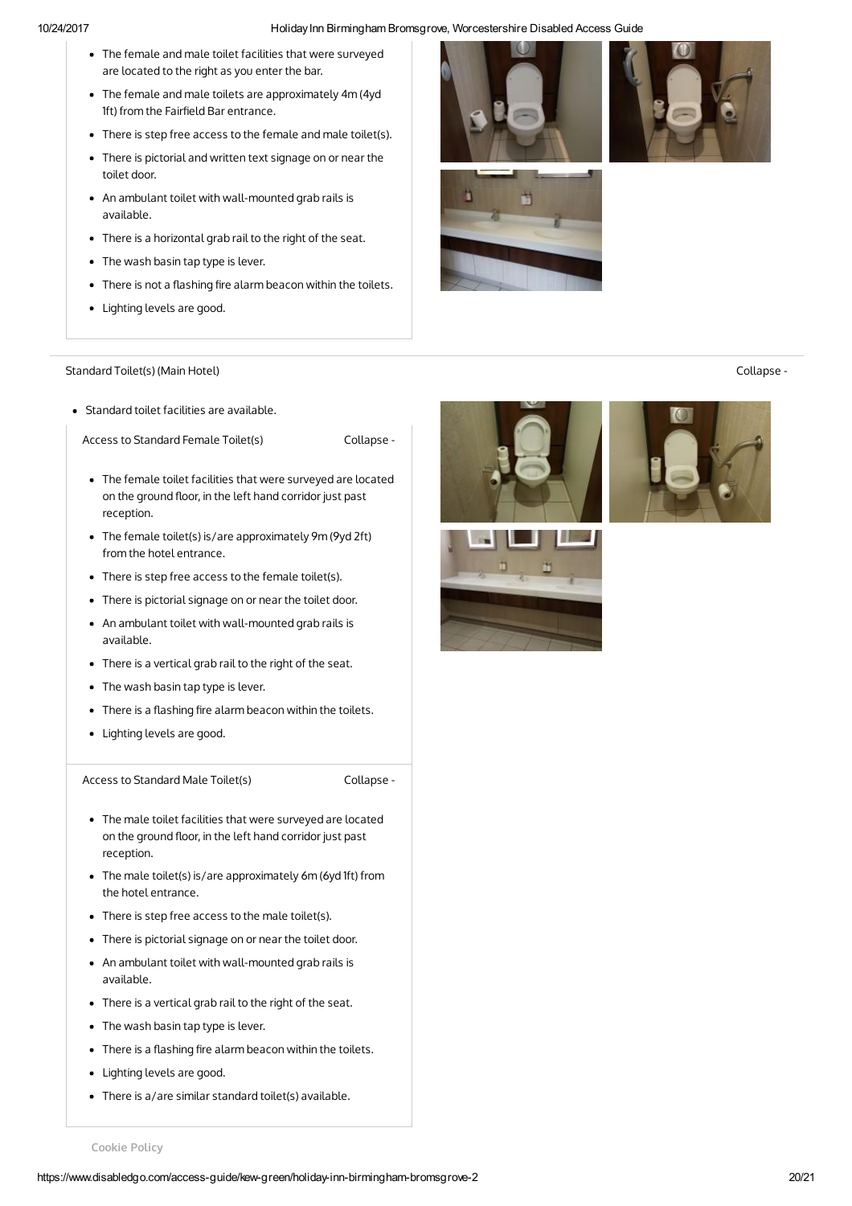- The female and male toilet facilities that were surveyed are located to the right as you enter the bar.
- The female and male toilets are approximately 4m (4yd 1ft) from the Fairfield Bar entrance.
- There is step free access to the female and male toilet(s).
- There is pictorial and written text signage on or near the toilet door.
- An ambulant toilet with wall-mounted grab rails is available.
- There is a horizontal grab rail to the right of the seat.
- The wash basin tap type is lever.
- There is not a flashing fire alarm beacon within the toilets.
- Lighting levels are good.

## Standard Toilet(s) (Main Hotel)

Collapse -

- Standard toilet facilities are available.

### Access to Standard Female Toilet(s)

Collapse -

- The female toilet facilities that were surveyed are located on the ground floor, in the left hand corridor just past reception.
- The female toilet(s) is/are approximately 9m (9yd 2ft) from the hotel entrance.
- There is step free access to the female toilet(s).
- There is pictorial signage on or near the toilet door.
- An ambulant toilet with wall-mounted grab rails is available.
- There is a vertical grab rail to the right of the seat.
- The wash basin tap type is lever.
- There is a flashing fire alarm beacon within the toilets.
- Lighting levels are good.

### Access to Standard Male Toilet(s)

Collapse -

- The male toilet facilities that were surveyed are located on the ground floor, in the left hand corridor just past reception.
- The male toilet(s) is/are approximately 6m (6yd 1ft) from the hotel entrance.
- There is step free access to the male toilet(s).
- There is pictorial signage on or near the toilet door.
- An ambulant toilet with wall-mounted grab rails is available.
- There is a vertical grab rail to the right of the seat.
- The wash basin tap type is lever.
- There is a flashing fire alarm beacon within the toilets.
- Lighting levels are good.
- There is a/are similar standard toilet(s) available.

Cookie Policy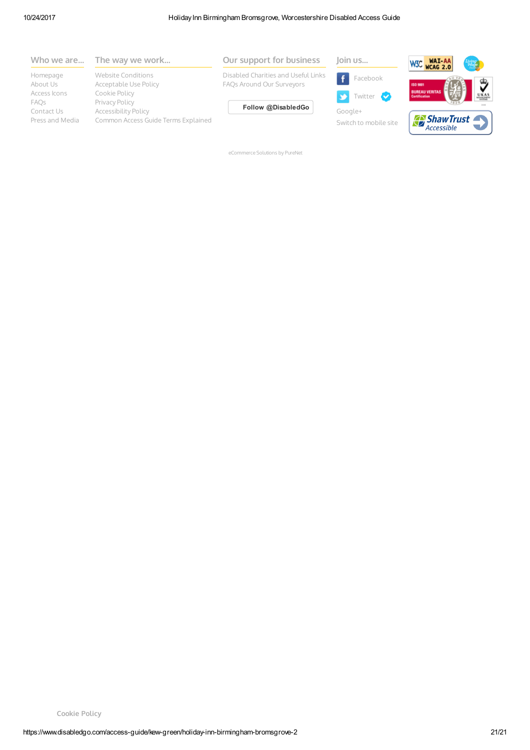### Who we are...

Homepage
About Us
Access Icons
FAQs
Contact Us
Press and Media

### The way we work...

Website Conditions
Acceptable Use Policy
Cookie Policy
Privacy Policy
Accessibility Policy
Common Access Guide Terms Explained

### Our support for business

Disabled Charities and Useful Links
FAQs Around Our Surveyors

Follow @DisabledGo

### Join us...

Facebook
Twitter
Google+
Switch to mobile site

eCommerce Solutions by PureNet

Cookie Policy